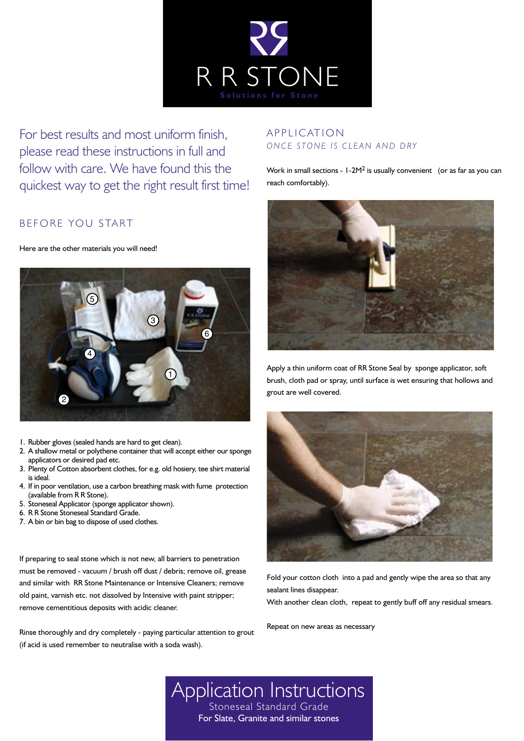# R R STONE

Solutions for Stone

For best results and most uniform finish, please read these instructions in full and follow with care. We have found this the quickest way to get the right result first time!

## BEFORE YOU START

Here are the other materials you will need!

1. Rubber gloves (sealed hands are hard to get clean).
2. A shallow metal or polythene container that will accept either our sponge applicators or desired pad etc.
3. Plenty of Cotton absorbent clothes, for e.g. old hosiery, tee shirt material is ideal.
4. If in poor ventilation, use a carbon breathing mask with fume protection (available from R R Stone).
5. Stoneseal Applicator (sponge applicator shown).
6. R R Stone Stoneseal Standard Grade.
7. A bin or bin bag to dispose of used clothes.

If preparing to seal stone which is not new, all barriers to penetration must be removed - vacuum / brush off dust / debris; remove oil, grease and similar with RR Stone Maintenance or Intensive Cleaners; remove old paint, varnish etc. not dissolved by Intensive with paint stripper; remove cementitious deposits with acidic cleaner.

Rinse thoroughly and dry completely - paying particular attention to grout (if acid is used remember to neutralise with a soda wash).

## APPLICATION

*ONCE STONE IS CLEAN AND DRY*

Work in small sections - 1-2M$^2$ is usually convenient (or as far as you can reach comfortably).

Apply a thin uniform coat of RR Stone Seal by sponge applicator, soft brush, cloth pad or spray, until surface is wet ensuring that hollows and grout are well covered.

Fold your cotton cloth into a pad and gently wipe the area so that any sealant lines disappear.
With another clean cloth, repeat to gently buff off any residual smears.

Repeat on new areas as necessary

# Application Instructions

Stoneseal Standard Grade

For Slate, Granite and similar stones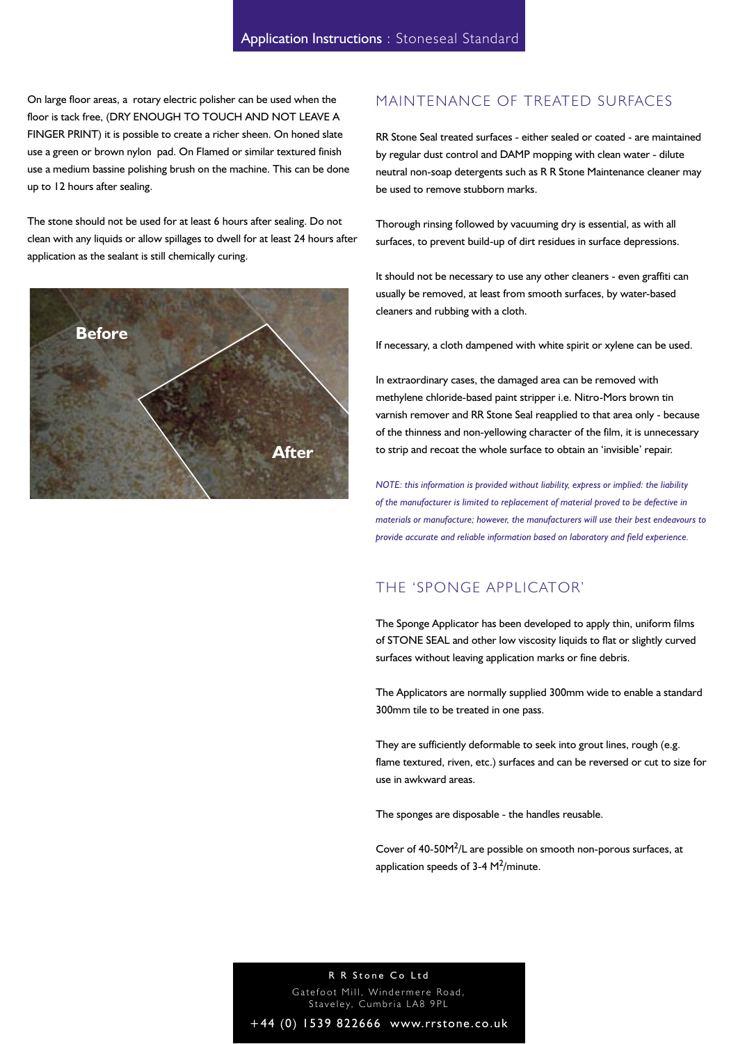On large floor areas, a rotary electric polisher can be used when the floor is tack free, (DRY ENOUGH TO TOUCH AND NOT LEAVE A FINGER PRINT) it is possible to create a richer sheen. On honed slate use a green or brown nylon pad. On Flamed or similar textured finish use a medium bassine polishing brush on the machine. This can be done up to 12 hours after sealing.

The stone should not be used for at least 6 hours after sealing. Do not clean with any liquids or allow spillages to dwell for at least 24 hours after application as the sealant is still chemically curing.

Before

After

## MAINTENANCE OF TREATED SURFACES

RR Stone Seal treated surfaces - either sealed or coated - are maintained by regular dust control and DAMP mopping with clean water - dilute neutral non-soap detergents such as R R Stone Maintenance cleaner may be used to remove stubborn marks.

Thorough rinsing followed by vacuuming dry is essential, as with all surfaces, to prevent build-up of dirt residues in surface depressions.

It should not be necessary to use any other cleaners - even graffiti can usually be removed, at least from smooth surfaces, by water-based cleaners and rubbing with a cloth.

If necessary, a cloth dampened with white spirit or xylene can be used.

In extraordinary cases, the damaged area can be removed with methylene chloride-based paint stripper i.e. Nitro-Mors brown tin varnish remover and RR Stone Seal reapplied to that area only - because of the thinness and non-yellowing character of the film, it is unnecessary to strip and recoat the whole surface to obtain an 'invisible' repair.

*NOTE: this information is provided without liability, express or implied: the liability of the manufacturer is limited to replacement of material proved to be defective in materials or manufacture; however, the manufacturers will use their best endeavours to provide accurate and reliable information based on laboratory and field experience.*

## THE 'SPONGE APPLICATOR'

The Sponge Applicator has been developed to apply thin, uniform films of STONE SEAL and other low viscosity liquids to flat or slightly curved surfaces without leaving application marks or fine debris.

The Applicators are normally supplied 300mm wide to enable a standard 300mm tile to be treated in one pass.

They are sufficiently deformable to seek into grout lines, rough (e.g. flame textured, riven, etc.) surfaces and can be reversed or cut to size for use in awkward areas.

The sponges are disposable - the handles reusable.

Cover of 40-50$M^2$/L are possible on smooth non-porous surfaces, at application speeds of 3-4 $M^2$/minute.

R R Stone Co Ltd
Gatefoot Mill, Windermere Road,
Staveley, Cumbria LA8 9PL
+44 (0) 1539 822666 www.rrstone.co.uk